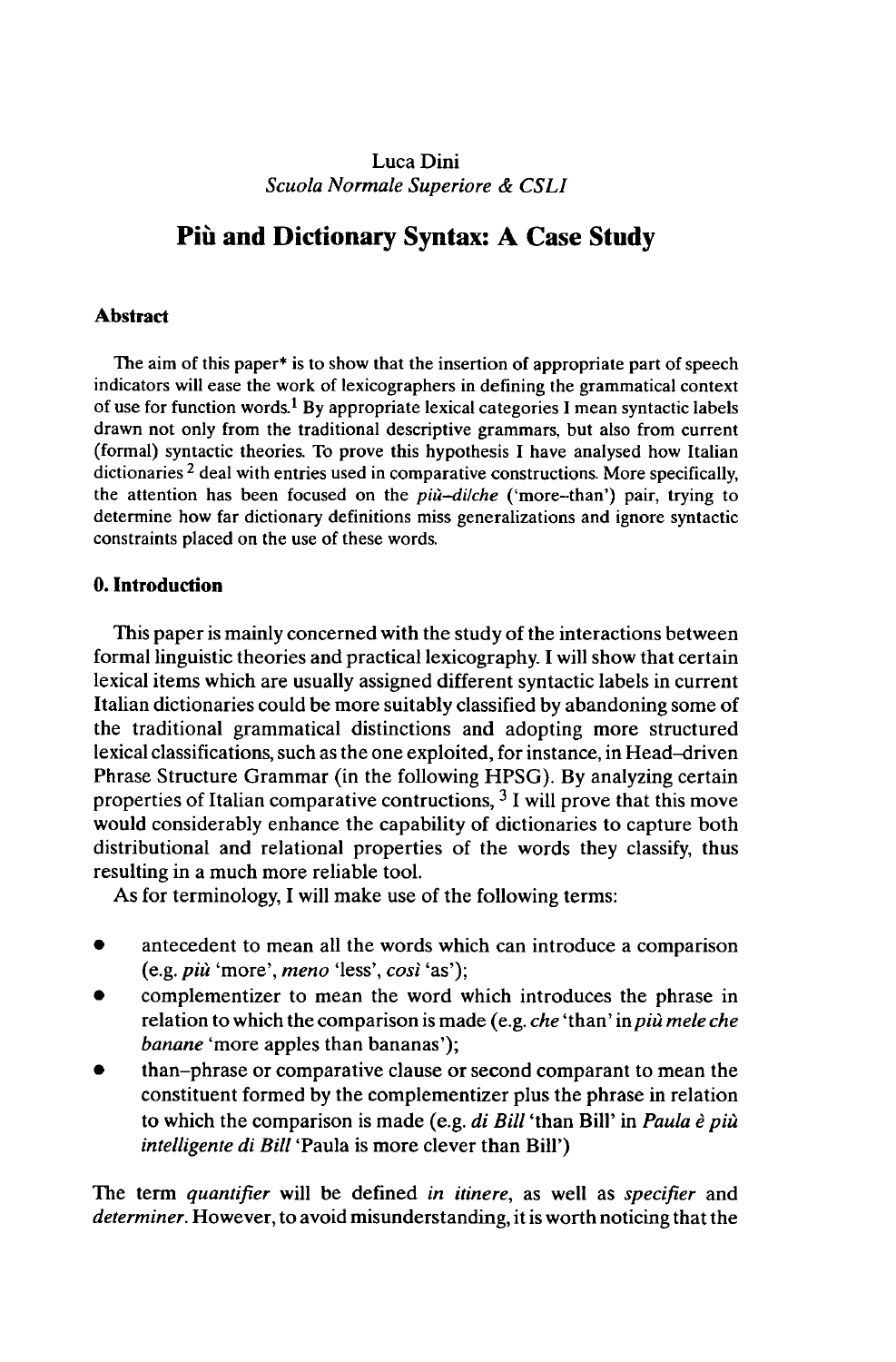Luca Dini
*Scuola Normale Superiore & CSLI*

# Più and Dictionary Syntax: A Case Study

## Abstract

The aim of this paper* is to show that the insertion of appropriate part of speech indicators will ease the work of lexicographers in defining the grammatical context of use for function words.[1] By appropriate lexical categories I mean syntactic labels drawn not only from the traditional descriptive grammars, but also from current (formal) syntactic theories. To prove this hypothesis I have analysed how Italian dictionaries [2] deal with entries used in comparative constructions. More specifically, the attention has been focused on the *più–di/che* ('more–than') pair, trying to determine how far dictionary definitions miss generalizations and ignore syntactic constraints placed on the use of these words.

## 0. Introduction

This paper is mainly concerned with the study of the interactions between formal linguistic theories and practical lexicography. I will show that certain lexical items which are usually assigned different syntactic labels in current Italian dictionaries could be more suitably classified by abandoning some of the traditional grammatical distinctions and adopting more structured lexical classifications, such as the one exploited, for instance, in Head–driven Phrase Structure Grammar (in the following HPSG). By analyzing certain properties of Italian comparative contructions, [3] I will prove that this move would considerably enhance the capability of dictionaries to capture both distributional and relational properties of the words they classify, thus resulting in a much more reliable tool.

As for terminology, I will make use of the following terms:

- antecedent to mean all the words which can introduce a comparison (e.g. *più* 'more', *meno* 'less', *così* 'as');
- complementizer to mean the word which introduces the phrase in relation to which the comparison is made (e.g. *che* 'than' in *più mele che banane* 'more apples than bananas');
- than–phrase or comparative clause or second comparant to mean the constituent formed by the complementizer plus the phrase in relation to which the comparison is made (e.g. *di Bill* 'than Bill' in *Paula è più intelligente di Bill* 'Paula is more clever than Bill')

The term *quantifier* will be defined *in itinere*, as well as *specifier* and *determiner*. However, to avoid misunderstanding, it is worth noticing that the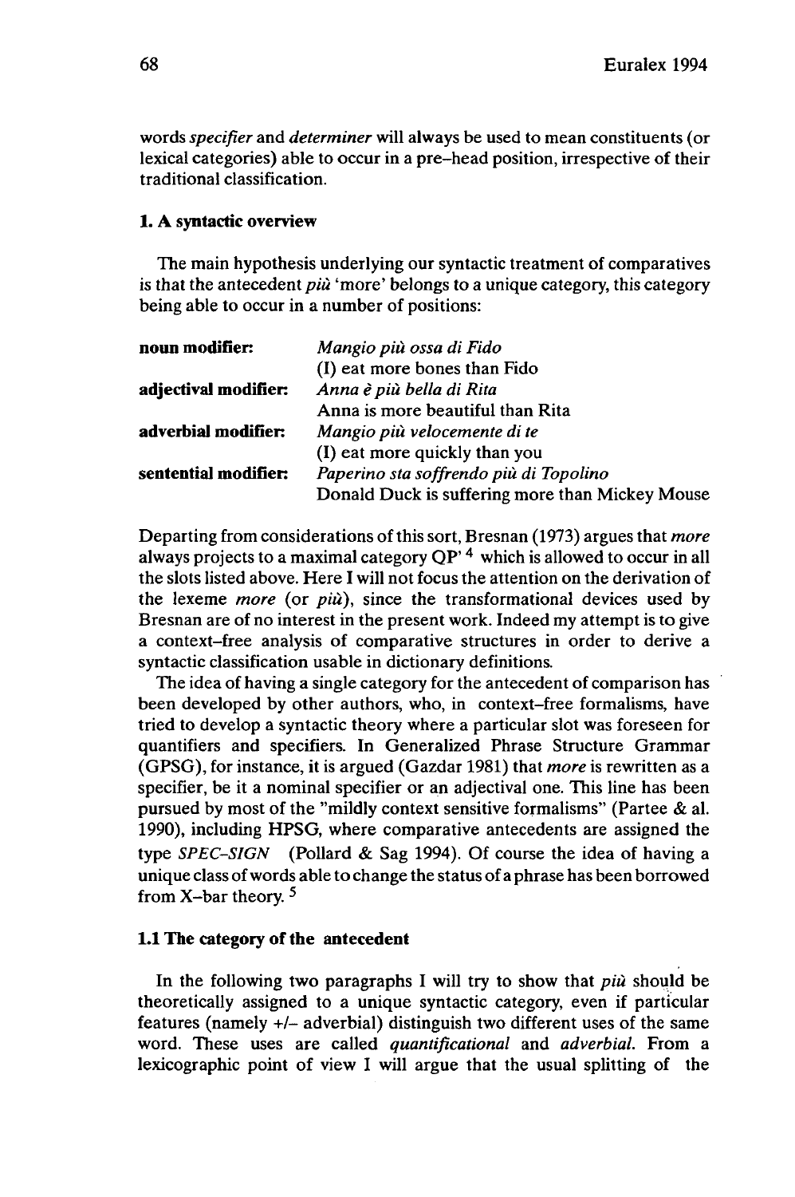words *specifier* and *determiner* will always be used to mean constituents (or lexical categories) able to occur in a pre–head position, irrespective of their traditional classification.

## 1. A syntactic overview

The main hypothesis underlying our syntactic treatment of comparatives is that the antecedent *più* 'more' belongs to a unique category, this category being able to occur in a number of positions:

| | |
|---|---|
| **noun modifier:** | *Mangio più ossa di Fido* |
| | (I) eat more bones than Fido |
| **adjectival modifier:** | *Anna è più bella di Rita* |
| | Anna is more beautiful than Rita |
| **adverbial modifier:** | *Mangio più velocemente di te* |
| | (I) eat more quickly than you |
| **sentential modifier:** | *Paperino sta soffrendo più di Topolino* |
| | Donald Duck is suffering more than Mickey Mouse |

Departing from considerations of this sort, Bresnan (1973) argues that *more* always projects to a maximal category QP' [4] which is allowed to occur in all the slots listed above. Here I will not focus the attention on the derivation of the lexeme *more* (or *più*), since the transformational devices used by Bresnan are of no interest in the present work. Indeed my attempt is to give a context–free analysis of comparative structures in order to derive a syntactic classification usable in dictionary definitions.

The idea of having a single category for the antecedent of comparison has been developed by other authors, who, in context–free formalisms, have tried to develop a syntactic theory where a particular slot was foreseen for quantifiers and specifiers. In Generalized Phrase Structure Grammar (GPSG), for instance, it is argued (Gazdar 1981) that *more* is rewritten as a specifier, be it a nominal specifier or an adjectival one. This line has been pursued by most of the "mildly context sensitive formalisms" (Partee & al. 1990), including HPSG, where comparative antecedents are assigned the type *SPEC–SIGN* (Pollard & Sag 1994). Of course the idea of having a unique class of words able to change the status of a phrase has been borrowed from X–bar theory. [5]

### 1.1 The category of the antecedent

In the following two paragraphs I will try to show that *più* should be theoretically assigned to a unique syntactic category, even if particular features (namely +/– adverbial) distinguish two different uses of the same word. These uses are called *quantificational* and *adverbial*. From a lexicographic point of view I will argue that the usual splitting of the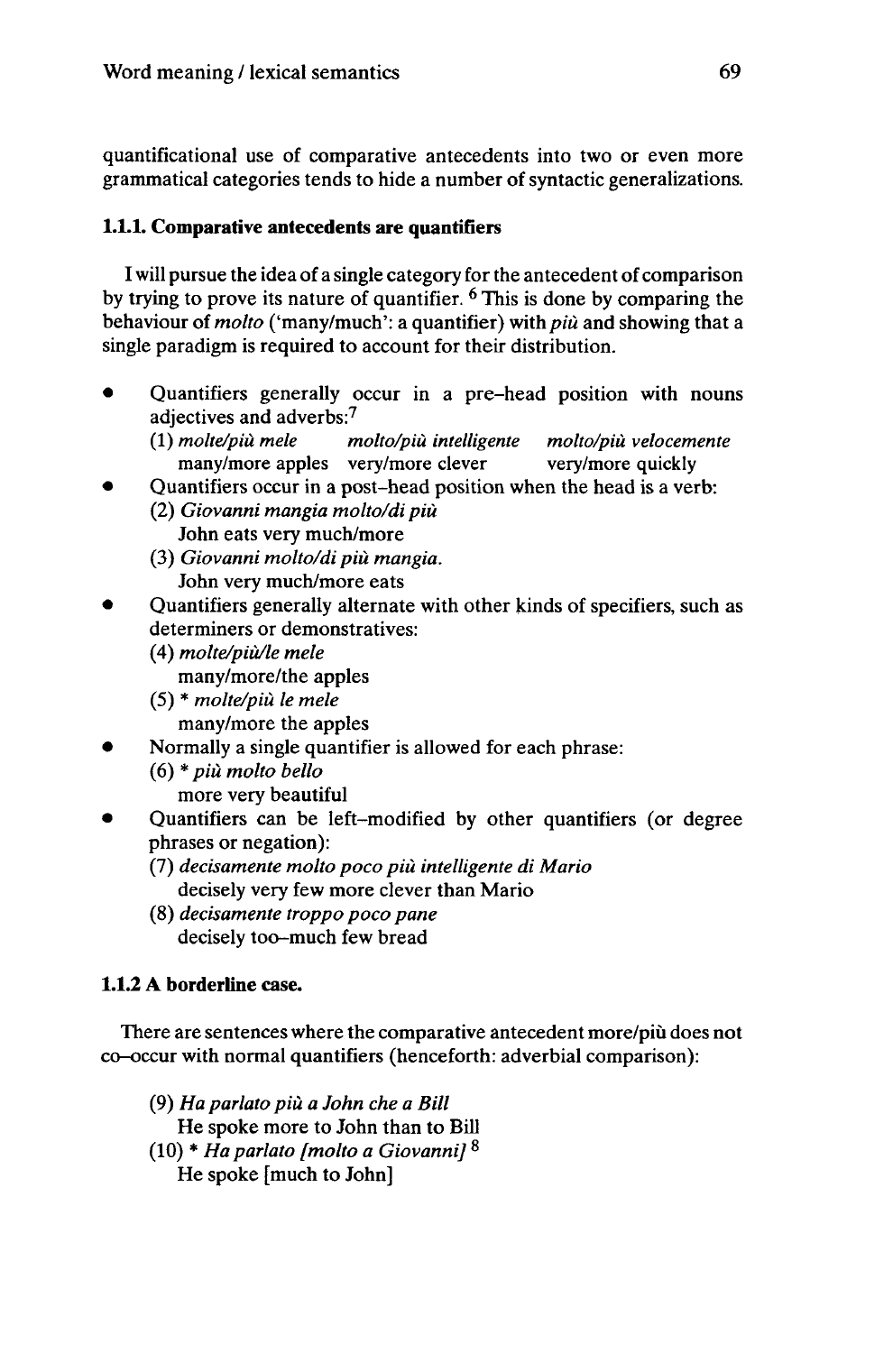quantificational use of comparative antecedents into two or even more grammatical categories tends to hide a number of syntactic generalizations.

### 1.1.1. Comparative antecedents are quantifiers

I will pursue the idea of a single category for the antecedent of comparison by trying to prove its nature of quantifier. [6] This is done by comparing the behaviour of *molto* ('many/much': a quantifier) with *più* and showing that a single paradigm is required to account for their distribution.

- Quantifiers generally occur in a pre-head position with nouns adjectives and adverbs:[7]
  (1) *molte/più mele* — many/more apples; *molto/più intelligente* — very/more clever; *molto/più velocemente* — very/more quickly
- Quantifiers occur in a post-head position when the head is a verb:
  (2) *Giovanni mangia molto/di più*
  John eats very much/more
  (3) *Giovanni molto/di più mangia.*
  John very much/more eats
- Quantifiers generally alternate with other kinds of specifiers, such as determiners or demonstratives:
  (4) *molte/più/le mele*
  many/more/the apples
  (5) * *molte/più le mele*
  many/more the apples
- Normally a single quantifier is allowed for each phrase:
  (6) * *più molto bello*
  more very beautiful
- Quantifiers can be left-modified by other quantifiers (or degree phrases or negation):
  (7) *decisamente molto poco più intelligente di Mario*
  decisely very few more clever than Mario
  (8) *decisamente troppo poco pane*
  decisely too-much few bread

### 1.1.2 A borderline case.

There are sentences where the comparative antecedent more/più does not co-occur with normal quantifiers (henceforth: adverbial comparison):

(9) *Ha parlato più a John che a Bill*
He spoke more to John than to Bill
(10) * *Ha parlato [molto a Giovanni]* [8]
He spoke [much to John]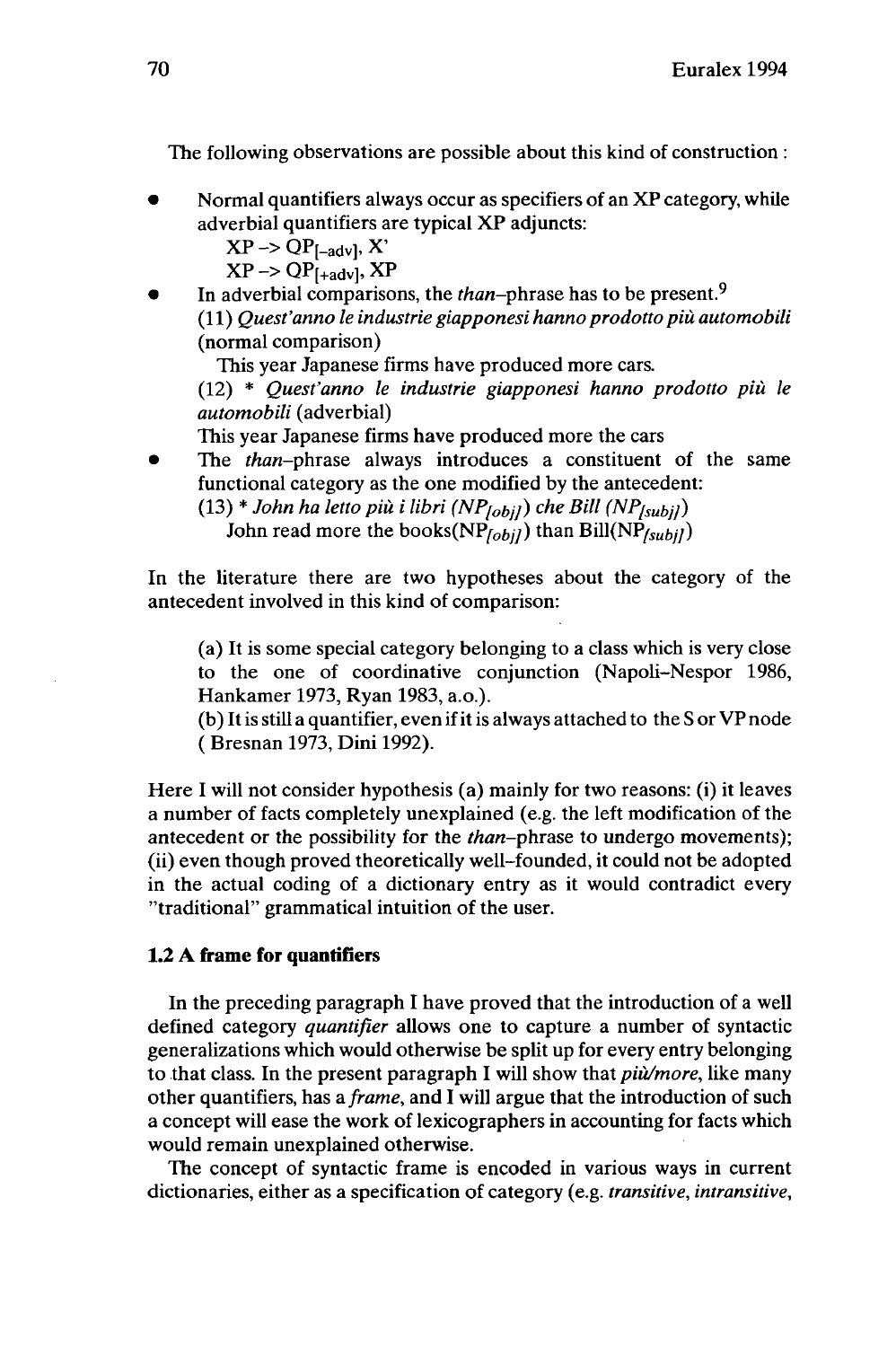The following observations are possible about this kind of construction :

- Normal quantifiers always occur as specifiers of an XP category, while adverbial quantifiers are typical XP adjuncts:

  $XP \rightarrow QP_{[-adv]}, X'$

  $XP \rightarrow QP_{[+adv]}, XP$

- In adverbial comparisons, the *than*–phrase has to be present.[9]

  (11) *Quest'anno le industrie giapponesi hanno prodotto più automobili* (normal comparison)

  This year Japanese firms have produced more cars.

  (12) * *Quest'anno le industrie giapponesi hanno prodotto più le automobili* (adverbial)

  This year Japanese firms have produced more the cars

- The *than*–phrase always introduces a constituent of the same functional category as the one modified by the antecedent:

  (13) * *John ha letto più i libri* ($NP_{[obj]}$) *che Bill* ($NP_{[subj]}$)

  John read more the books($NP_{[obj]}$) than Bill($NP_{[subj]}$)

In the literature there are two hypotheses about the category of the antecedent involved in this kind of comparison:

> (a) It is some special category belonging to a class which is very close to the one of coordinative conjunction (Napoli–Nespor 1986, Hankamer 1973, Ryan 1983, a.o.).
>
> (b) It is still a quantifier, even if it is always attached to the S or VP node ( Bresnan 1973, Dini 1992).

Here I will not consider hypothesis (a) mainly for two reasons: (i) it leaves a number of facts completely unexplained (e.g. the left modification of the antecedent or the possibility for the *than*–phrase to undergo movements); (ii) even though proved theoretically well–founded, it could not be adopted in the actual coding of a dictionary entry as it would contradict every "traditional" grammatical intuition of the user.

### 1.2 A frame for quantifiers

In the preceding paragraph I have proved that the introduction of a well defined category *quantifier* allows one to capture a number of syntactic generalizations which would otherwise be split up for every entry belonging to that class. In the present paragraph I will show that *più/more*, like many other quantifiers, has a *frame*, and I will argue that the introduction of such a concept will ease the work of lexicographers in accounting for facts which would remain unexplained otherwise.

The concept of syntactic frame is encoded in various ways in current dictionaries, either as a specification of category (e.g. *transitive*, *intransitive*,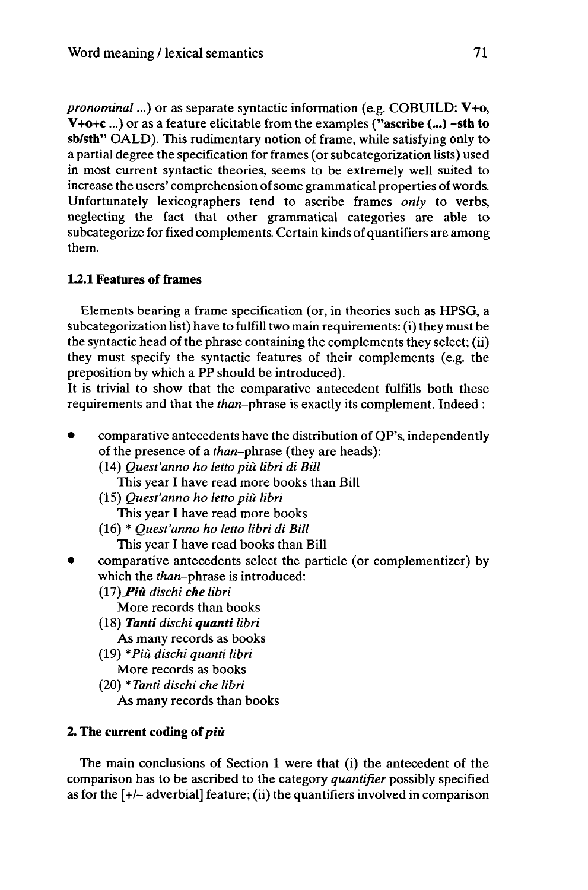*pronominal* ...) or as separate syntactic information (e.g. COBUILD: **V+o**, **V+o+c** ...) or as a feature elicitable from the examples (**"ascribe (...) ~sth to sb/sth"** OALD). This rudimentary notion of frame, while satisfying only to a partial degree the specification for frames (or subcategorization lists) used in most current syntactic theories, seems to be extremely well suited to increase the users' comprehension of some grammatical properties of words. Unfortunately lexicographers tend to ascribe frames *only* to verbs, neglecting the fact that other grammatical categories are able to subcategorize for fixed complements. Certain kinds of quantifiers are among them.

### 1.2.1 Features of frames

Elements bearing a frame specification (or, in theories such as HPSG, a subcategorization list) have to fulfill two main requirements: (i) they must be the syntactic head of the phrase containing the complements they select; (ii) they must specify the syntactic features of their complements (e.g. the preposition by which a PP should be introduced).
It is trivial to show that the comparative antecedent fulfills both these requirements and that the *than*–phrase is exactly its complement. Indeed :

- comparative antecedents have the distribution of QP's, independently of the presence of a *than*–phrase (they are heads):
  (14) *Quest'anno ho letto più libri di Bill*
  This year I have read more books than Bill
  (15) *Quest'anno ho letto più libri*
  This year I have read more books
  (16) * *Quest'anno ho letto libri di Bill*
  This year I have read books than Bill
- comparative antecedents select the particle (or complementizer) by which the *than*–phrase is introduced:
  (17) ***Più*** *dischi* ***che*** *libri*
  More records than books
  (18) ***Tanti*** *dischi* ***quanti*** *libri*
  As many records as books
  (19) **Più dischi quanti libri*
  More records as books
  (20) **Tanti dischi che libri*
  As many records than books

## 2. The current coding of *più*

The main conclusions of Section 1 were that (i) the antecedent of the comparison has to be ascribed to the category *quantifier* possibly specified as for the [+/– adverbial] feature; (ii) the quantifiers involved in comparison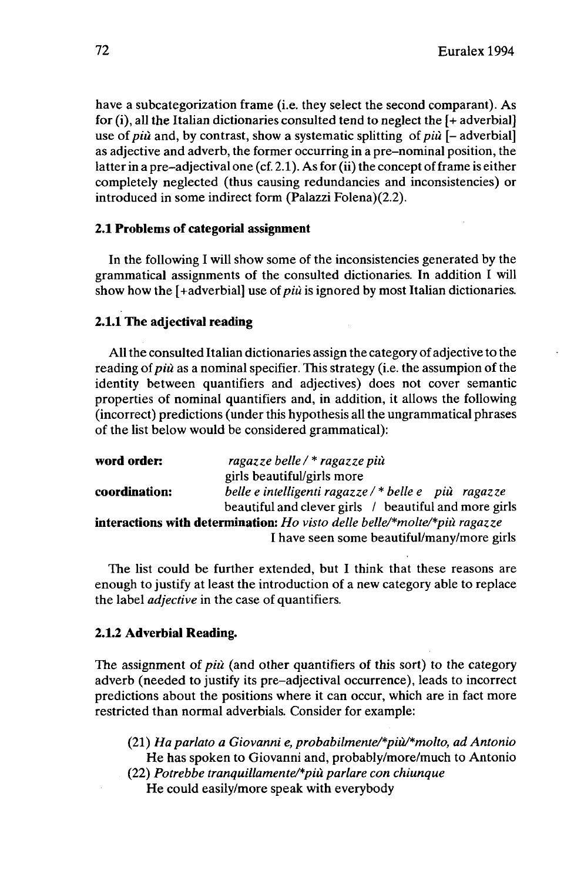have a subcategorization frame (i.e. they select the second comparant). As for (i), all the Italian dictionaries consulted tend to neglect the [+ adverbial] use of *più* and, by contrast, show a systematic splitting of *più* [– adverbial] as adjective and adverb, the former occurring in a pre–nominal position, the latter in a pre–adjectival one (cf. 2.1). As for (ii) the concept of frame is either completely neglected (thus causing redundancies and inconsistencies) or introduced in some indirect form (Palazzi Folena)(2.2).

### 2.1 Problems of categorial assignment

In the following I will show some of the inconsistencies generated by the grammatical assignments of the consulted dictionaries. In addition I will show how the [+adverbial] use of *più* is ignored by most Italian dictionaries.

#### 2.1.1 The adjectival reading

All the consulted Italian dictionaries assign the category of adjective to the reading of *più* as a nominal specifier. This strategy (i.e. the assumpion of the identity between quantifiers and adjectives) does not cover semantic properties of nominal quantifiers and, in addition, it allows the following (incorrect) predictions (under this hypothesis all the ungrammatical phrases of the list below would be considered grammatical):

**word order:** *ragazze belle / * ragazze più*
girls beautiful/girls more

**coordination:** *belle e intelligenti ragazze / * belle e più ragazze*
beautiful and clever girls / beautiful and more girls

**interactions with determination:** *Ho visto delle belle/*molte/*più ragazze*
I have seen some beautiful/many/more girls

The list could be further extended, but I think that these reasons are enough to justify at least the introduction of a new category able to replace the label *adjective* in the case of quantifiers.

#### 2.1.2 Adverbial Reading.

The assignment of *più* (and other quantifiers of this sort) to the category adverb (needed to justify its pre–adjectival occurrence), leads to incorrect predictions about the positions where it can occur, which are in fact more restricted than normal adverbials. Consider for example:

(21) *Ha parlato a Giovanni e, probabilmente/*più/*molto, ad Antonio*
He has spoken to Giovanni and, probably/more/much to Antonio

(22) *Potrebbe tranquillamente/*più parlare con chiunque*
He could easily/more speak with everybody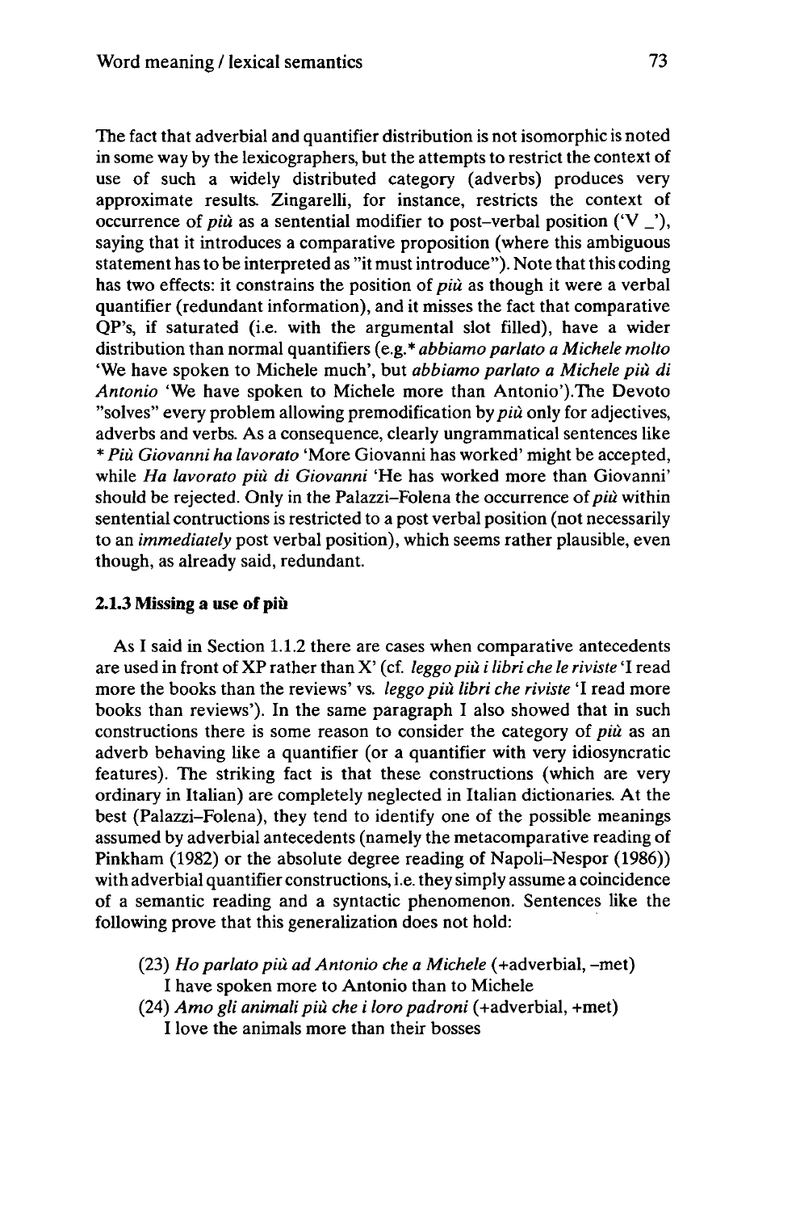The fact that adverbial and quantifier distribution is not isomorphic is noted in some way by the lexicographers, but the attempts to restrict the context of use of such a widely distributed category (adverbs) produces very approximate results. Zingarelli, for instance, restricts the context of occurrence of *più* as a sentential modifier to post-verbal position ('V _'), saying that it introduces a comparative proposition (where this ambiguous statement has to be interpreted as "it must introduce"). Note that this coding has two effects: it constrains the position of *più* as though it were a verbal quantifier (redundant information), and it misses the fact that comparative QP's, if saturated (i.e. with the argumental slot filled), have a wider distribution than normal quantifiers (e.g.* *abbiamo parlato a Michele molto* 'We have spoken to Michele much', but *abbiamo parlato a Michele più di Antonio* 'We have spoken to Michele more than Antonio').The Devoto "solves" every problem allowing premodification by *più* only for adjectives, adverbs and verbs. As a consequence, clearly ungrammatical sentences like * *Più Giovanni ha lavorato* 'More Giovanni has worked' might be accepted, while *Ha lavorato più di Giovanni* 'He has worked more than Giovanni' should be rejected. Only in the Palazzi–Folena the occurrence of *più* within sentential contructions is restricted to a post verbal position (not necessarily to an *immediately* post verbal position), which seems rather plausible, even though, as already said, redundant.

### 2.1.3 Missing a use of più

As I said in Section 1.1.2 there are cases when comparative antecedents are used in front of XP rather than X' (cf. *leggo più i libri che le riviste* 'I read more the books than the reviews' vs. *leggo più libri che riviste* 'I read more books than reviews'). In the same paragraph I also showed that in such constructions there is some reason to consider the category of *più* as an adverb behaving like a quantifier (or a quantifier with very idiosyncratic features). The striking fact is that these constructions (which are very ordinary in Italian) are completely neglected in Italian dictionaries. At the best (Palazzi–Folena), they tend to identify one of the possible meanings assumed by adverbial antecedents (namely the metacomparative reading of Pinkham (1982) or the absolute degree reading of Napoli–Nespor (1986)) with adverbial quantifier constructions, i.e. they simply assume a coincidence of a semantic reading and a syntactic phenomenon. Sentences like the following prove that this generalization does not hold:

(23) *Ho parlato più ad Antonio che a Michele* (+adverbial, –met)
I have spoken more to Antonio than to Michele

(24) *Amo gli animali più che i loro padroni* (+adverbial, +met)
I love the animals more than their bosses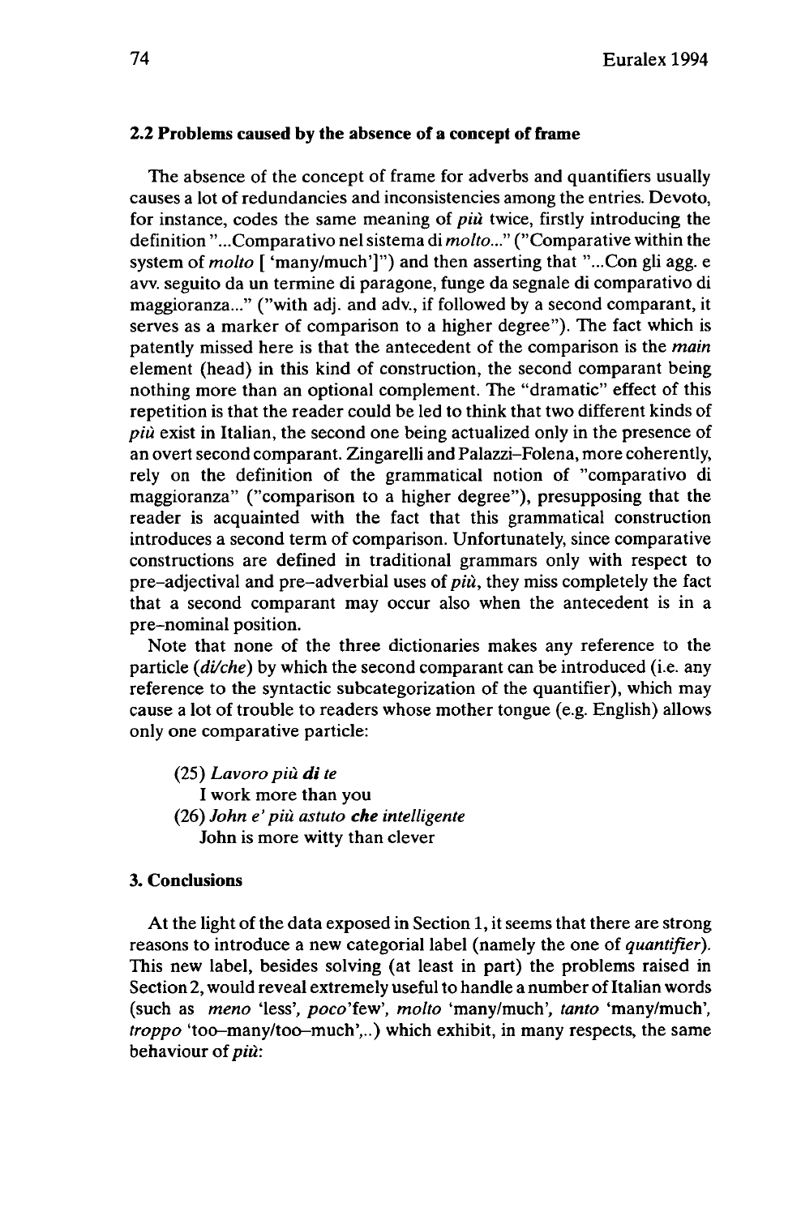### 2.2 Problems caused by the absence of a concept of frame

The absence of the concept of frame for adverbs and quantifiers usually causes a lot of redundancies and inconsistencies among the entries. Devoto, for instance, codes the same meaning of *più* twice, firstly introducing the definition "...Comparativo nel sistema di *molto*..." ("Comparative within the system of *molto* [ 'many/much']") and then asserting that "...Con gli agg. e avv. seguito da un termine di paragone, funge da segnale di comparativo di maggioranza..." ("with adj. and adv., if followed by a second comparant, it serves as a marker of comparison to a higher degree"). The fact which is patently missed here is that the antecedent of the comparison is the *main* element (head) in this kind of construction, the second comparant being nothing more than an optional complement. The "dramatic" effect of this repetition is that the reader could be led to think that two different kinds of *più* exist in Italian, the second one being actualized only in the presence of an overt second comparant. Zingarelli and Palazzi–Folena, more coherently, rely on the definition of the grammatical notion of "comparativo di maggioranza" ("comparison to a higher degree"), presupposing that the reader is acquainted with the fact that this grammatical construction introduces a second term of comparison. Unfortunately, since comparative constructions are defined in traditional grammars only with respect to pre–adjectival and pre–adverbial uses of *più*, they miss completely the fact that a second comparant may occur also when the antecedent is in a pre–nominal position.

Note that none of the three dictionaries makes any reference to the particle *(di/che)* by which the second comparant can be introduced (i.e. any reference to the syntactic subcategorization of the quantifier), which may cause a lot of trouble to readers whose mother tongue (e.g. English) allows only one comparative particle:

(25) *Lavoro più **di** te*
I work more than you

(26) *John e' più astuto **che** intelligente*
John is more witty than clever

### 3. Conclusions

At the light of the data exposed in Section 1, it seems that there are strong reasons to introduce a new categorial label (namely the one of *quantifier*). This new label, besides solving (at least in part) the problems raised in Section 2, would reveal extremely useful to handle a number of Italian words (such as *meno* 'less', *poco*'few', *molto* 'many/much', *tanto* 'many/much', *troppo* 'too–many/too–much',..) which exhibit, in many respects, the same behaviour of *più*: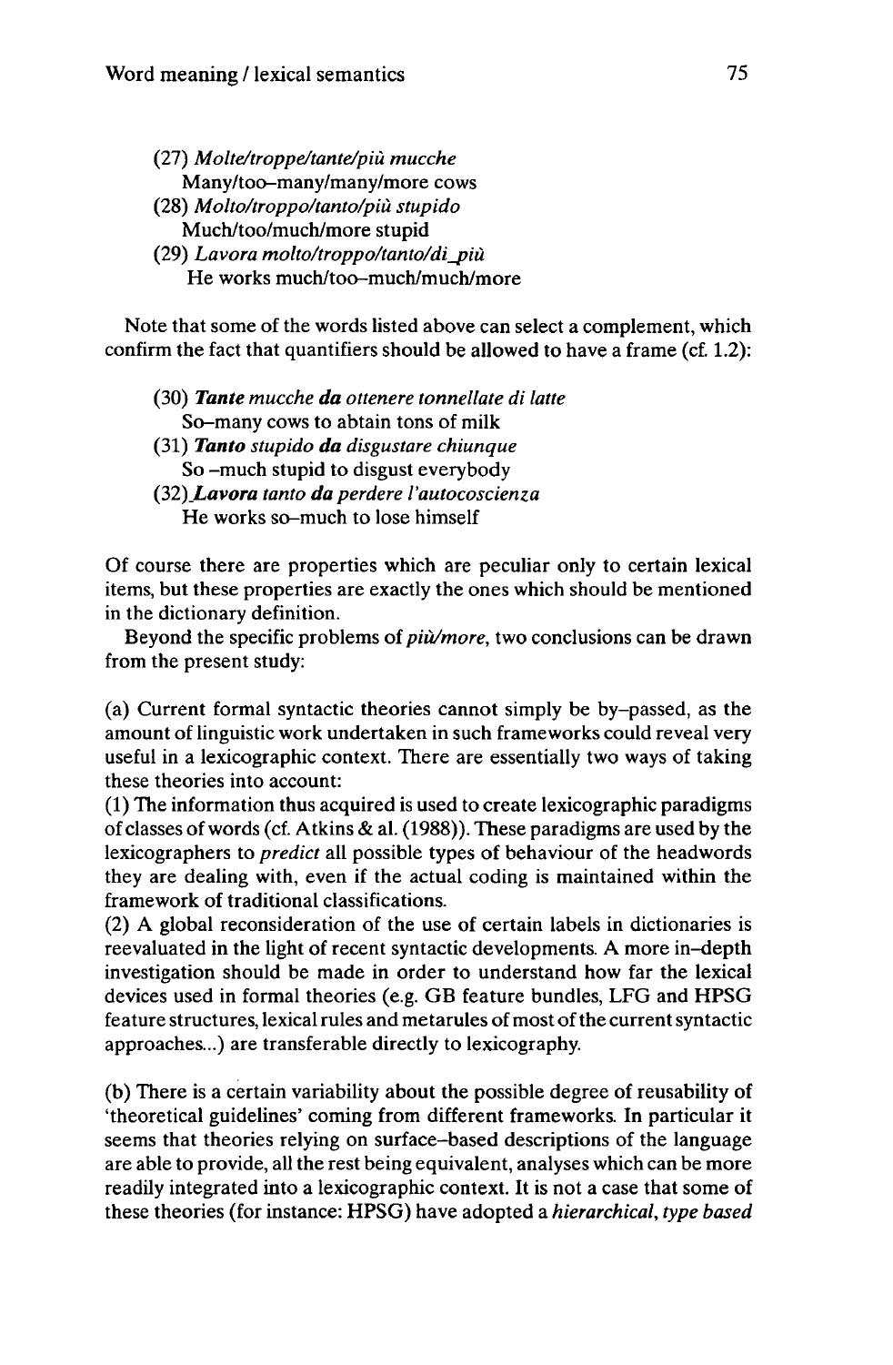(27) *Molte/troppe/tante/più mucche*
Many/too–many/many/more cows

(28) *Molto/troppo/tanto/più stupido*
Much/too/much/more stupid

(29) *Lavora molto/troppo/tanto/di_più*
He works much/too–much/much/more

Note that some of the words listed above can select a complement, which confirm the fact that quantifiers should be allowed to have a frame (cf. 1.2):

(30) ***Tante*** *mucche* ***da*** *ottenere tonnellate di latte*
So–many cows to abtain tons of milk

(31) ***Tanto*** *stupido* ***da*** *disgustare chiunque*
So –much stupid to disgust everybody

(32)***Lavora*** *tanto* ***da*** *perdere l'autocoscienza*
He works so–much to lose himself

Of course there are properties which are peculiar only to certain lexical items, but these properties are exactly the ones which should be mentioned in the dictionary definition.

Beyond the specific problems of *più/more*, two conclusions can be drawn from the present study:

(a) Current formal syntactic theories cannot simply be by–passed, as the amount of linguistic work undertaken in such frameworks could reveal very useful in a lexicographic context. There are essentially two ways of taking these theories into account:

(1) The information thus acquired is used to create lexicographic paradigms of classes of words (cf. Atkins & al. (1988)). These paradigms are used by the lexicographers to *predict* all possible types of behaviour of the headwords they are dealing with, even if the actual coding is maintained within the framework of traditional classifications.

(2) A global reconsideration of the use of certain labels in dictionaries is reevaluated in the light of recent syntactic developments. A more in–depth investigation should be made in order to understand how far the lexical devices used in formal theories (e.g. GB feature bundles, LFG and HPSG feature structures, lexical rules and metarules of most of the current syntactic approaches...) are transferable directly to lexicography.

(b) There is a certain variability about the possible degree of reusability of 'theoretical guidelines' coming from different frameworks. In particular it seems that theories relying on surface–based descriptions of the language are able to provide, all the rest being equivalent, analyses which can be more readily integrated into a lexicographic context. It is not a case that some of these theories (for instance: HPSG) have adopted a *hierarchical, type based*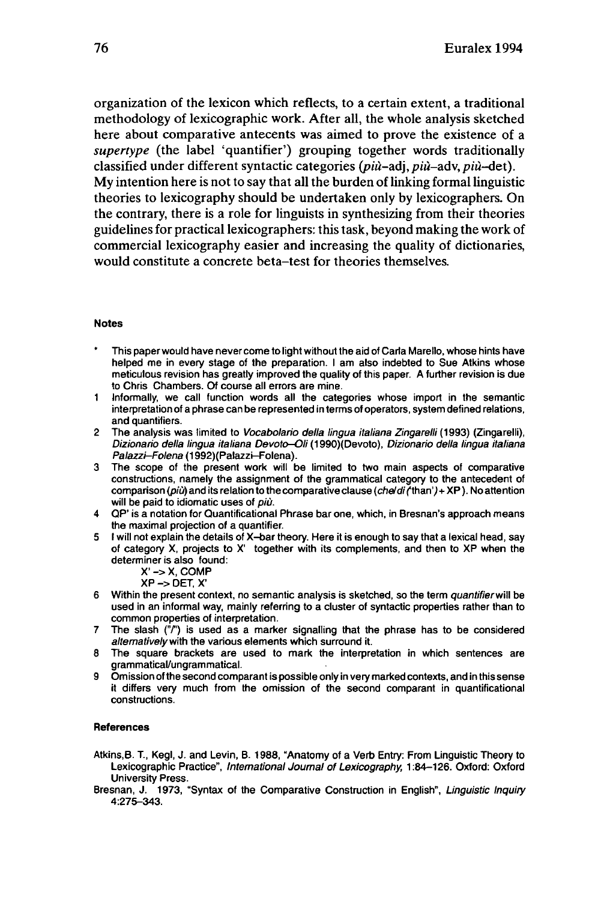organization of the lexicon which reflects, to a certain extent, a traditional methodology of lexicographic work. After all, the whole analysis sketched here about comparative antecents was aimed to prove the existence of a *supertype* (the label 'quantifier') grouping together words traditionally classified under different syntactic categories (*più*–adj, *più*–adv, *più*–det). My intention here is not to say that all the burden of linking formal linguistic theories to lexicography should be undertaken only by lexicographers. On the contrary, there is a role for linguists in synthesizing from their theories guidelines for practical lexicographers: this task, beyond making the work of commercial lexicography easier and increasing the quality of dictionaries, would constitute a concrete beta–test for theories themselves.

#### Notes

- * This paper would have never come to light without the aid of Carla Marello, whose hints have helped me in every stage of the preparation. I am also indebted to Sue Atkins whose meticulous revision has greatly improved the quality of this paper. A further revision is due to Chris Chambers. Of course all errors are mine.
- 1 Informally, we call function words all the categories whose import in the semantic interpretation of a phrase can be represented in terms of operators, system defined relations, and quantifiers.
- 2 The analysis was limited to *Vocabolario della lingua italiana Zingarelli* (1993) (Zingarelli), *Dizionario della lingua italiana Devoto–Oli* (1990)(Devoto), *Dizionario della lingua italiana Palazzi–Folena* (1992)(Palazzi–Folena).
- 3 The scope of the present work will be limited to two main aspects of comparative constructions, namely the assignment of the grammatical category to the antecedent of comparison (*più*) and its relation to the comparative clause (*che/di* ('than') + XP). No attention will be paid to idiomatic uses of *più*.
- 4 QP' is a notation for Quantificational Phrase bar one, which, in Bresnan's approach means the maximal projection of a quantifier.
- 5 I will not explain the details of X–bar theory. Here it is enough to say that a lexical head, say of category X, projects to X' together with its complements, and then to XP when the determiner is also found:

  X' –> X, COMP

  XP –> DET, X'
- 6 Within the present context, no semantic analysis is sketched, so the term *quantifier* will be used in an informal way, mainly referring to a cluster of syntactic properties rather than to common properties of interpretation.
- 7 The slash ("/") is used as a marker signalling that the phrase has to be considered *alternatively* with the various elements which surround it.
- 8 The square brackets are used to mark the interpretation in which sentences are grammatical/ungrammatical.
- 9 Omission of the second comparant is possible only in very marked contexts, and in this sense it differs very much from the omission of the second comparant in quantificational constructions.

#### References

Atkins, B. T., Kegl, J. and Levin, B. 1988, "Anatomy of a Verb Entry: From Linguistic Theory to Lexicographic Practice", *International Journal of Lexicography,* 1:84–126. Oxford: Oxford University Press.

Bresnan, J. 1973, "Syntax of the Comparative Construction in English", *Linguistic Inquiry* 4:275–343.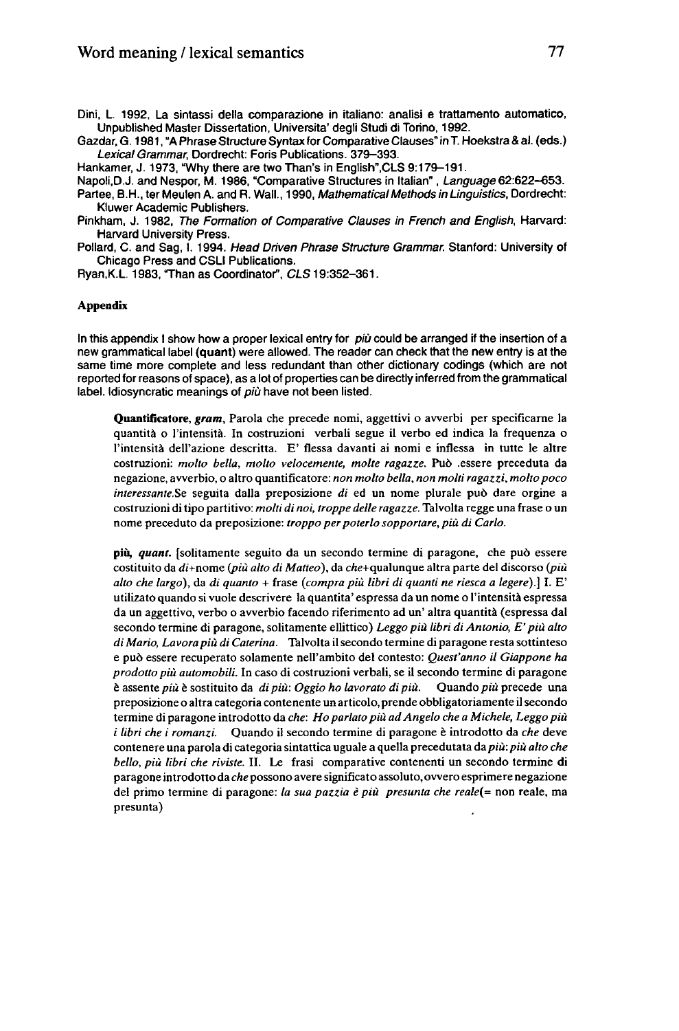Dini, L. 1992, La sintassi della comparazione in italiano: analisi e trattamento automatico, Unpublished Master Dissertation, Universita' degli Studi di Torino, 1992.

Gazdar, G. 1981, "A Phrase Structure Syntax for Comparative Clauses" in T. Hoekstra & al. (eds.) *Lexical Grammar*, Dordrecht: Foris Publications. 379–393.

Hankamer, J. 1973, "Why there are two Than's in English",CLS 9:179–191.

Napoli,D.J. and Nespor, M. 1986, "Comparative Structures in Italian" , *Language* 62:622–653.

Partee, B.H., ter Meulen A. and R. Wall., 1990, *Mathematical Methods in Linguistics*, Dordrecht: Kluwer Academic Publishers.

Pinkham, J. 1982, *The Formation of Comparative Clauses in French and English*, Harvard: Harvard University Press.

Pollard, C. and Sag, I. 1994. *Head Driven Phrase Structure Grammar.* Stanford: University of Chicago Press and CSLI Publications.

Ryan,K.L. 1983, "Than as Coordinator", *CLS* 19:352–361.

## Appendix

In this appendix I show how a proper lexical entry for *più* could be arranged if the insertion of a new grammatical label (**quant**) were allowed. The reader can check that the new entry is at the same time more complete and less redundant than other dictionary codings (which are not reported for reasons of space), as a lot of properties can be directly inferred from the grammatical label. Idiosyncratic meanings of *più* have not been listed.

> **Quantificatore,** ***gram***, Parola che precede nomi, aggettivi o avverbi per specificarne la quantità o l'intensità. In costruzioni verbali segue il verbo ed indica la frequenza o l'intensità dell'azione descritta. E' flessa davanti ai nomi e inflessa in tutte le altre costruzioni: *molto bella, molto velocemente, molte ragazze.* Può .essere preceduta da negazione, avverbio, o altro quantificatore: *non molto bella, non molti ragazzi, molto poco interessante.*Se seguita dalla preposizione *di* ed un nome plurale può dare orgine a costruzioni di tipo partitivo: *molti di noi, troppe delle ragazze.* Talvolta regge una frase o un nome preceduto da preposizione: *troppo per poterlo sopportare, più di Carlo.*
>
> **più,** ***quant.*** [solitamente seguito da un secondo termine di paragone, che può essere costituito da *di*+nome (*più alto di Matteo*), da *che*+qualunque altra parte del discorso (*più alto che largo*), da *di quanto* + frase (*compra più libri di quanti ne riesca a legere*).] I. E' utilizato quando si vuole descrivere la quantita' espressa da un nome o l'intensità espressa da un aggettivo, verbo o avverbio facendo riferimento ad un' altra quantità (espressa dal secondo termine di paragone, solitamente ellittico) *Leggo più libri di Antonio, E' più alto di Mario, Lavora più di Caterina.* Talvolta il secondo termine di paragone resta sottinteso e può essere recuperato solamente nell'ambito del contesto: *Quest'anno il Giappone ha prodotto più automobili.* In caso di costruzioni verbali, se il secondo termine di paragone è assente *più* è sostituito da *di più*: *Oggio ho lavorato di più.* Quando *più* precede una preposizione o altra categoria contenente un articolo, prende obbligatoriamente il secondo termine di paragone introdotto da *che*: *Ho parlato più ad Angelo che a Michele, Leggo più i libri che i romanzi.* Quando il secondo termine di paragone è introdotto da *che* deve contenere una parola di categoria sintattica uguale a quella precedutata da *più*: *più alto che bello, più libri che riviste.* II. Le frasi comparative contenenti un secondo termine di paragone introdotto da *che* possono avere significato assoluto, ovvero esprimere negazione del primo termine di paragone: *la sua pazzia è più presunta che reale*(= non reale, ma presunta)